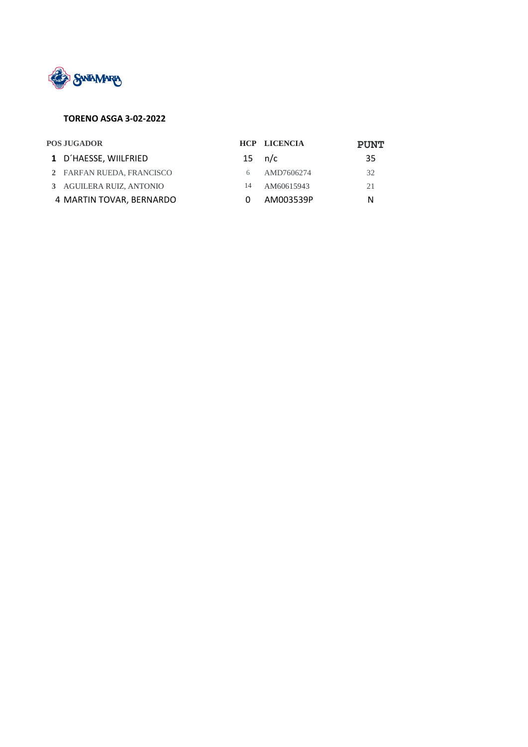**TORENO ASGA 3-02-2022**

| POS | JUGADOR | HCP | LICENCIA | PUNT |
|---|---|---|---|---|
| **1** | D´HAESSE, WIILFRIED | 15 | n/c | 35 |
| 2 | FARFAN RUEDA, FRANCISCO | 6 | AMD7606274 | 32 |
| 3 | AGUILERA RUIZ, ANTONIO | 14 | AM60615943 | 21 |
| 4 | MARTIN TOVAR, BERNARDO | 0 | AM003539P | N |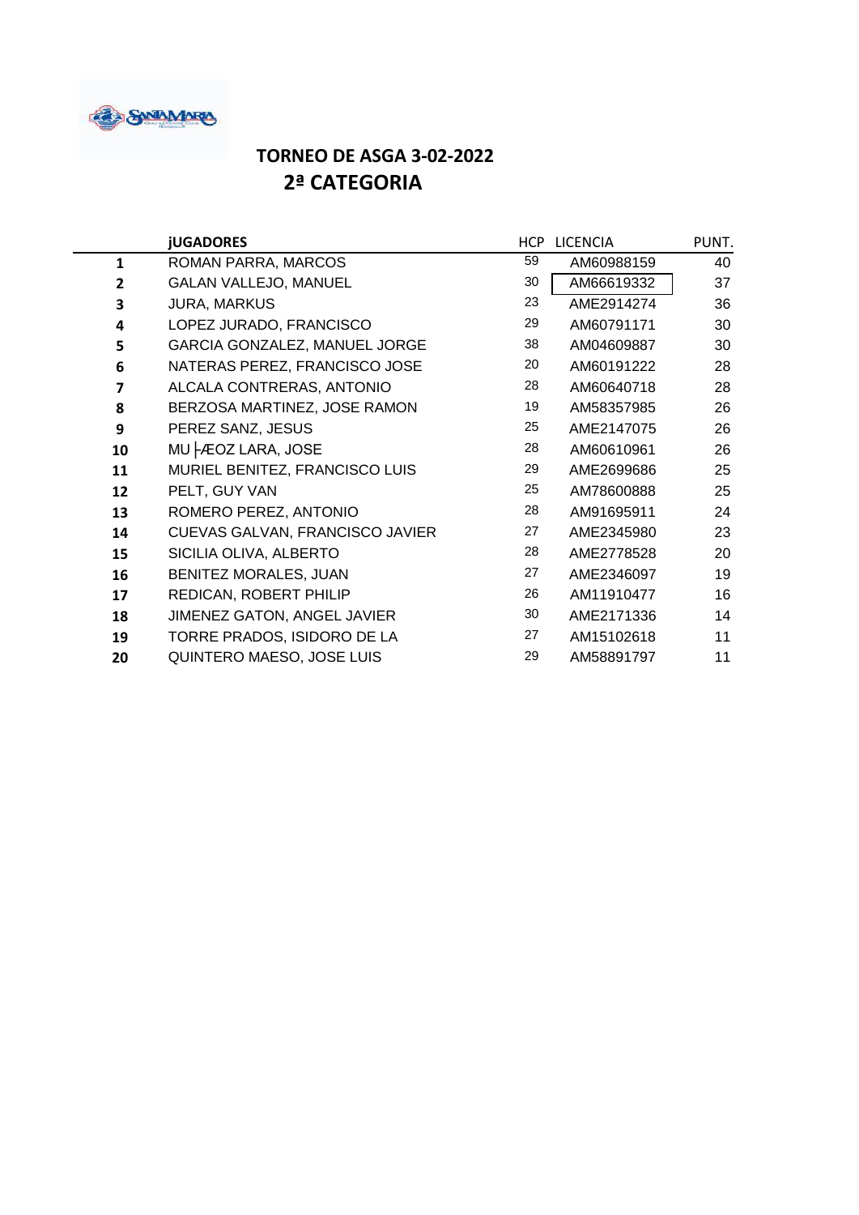## TORNEO DE ASGA 3-02-2022

## 2ª CATEGORIA

| | jUGADORES | HCP | LICENCIA | PUNT. |
|---|---|---|---|---|
| 1 | ROMAN PARRA, MARCOS | 59 | AM60988159 | 40 |
| 2 | GALAN VALLEJO, MANUEL | 30 | AM66619332 | 37 |
| 3 | JURA, MARKUS | 23 | AME2914274 | 36 |
| 4 | LOPEZ JURADO, FRANCISCO | 29 | AM60791171 | 30 |
| 5 | GARCIA GONZALEZ, MANUEL JORGE | 38 | AM04609887 | 30 |
| 6 | NATERAS PEREZ, FRANCISCO JOSE | 20 | AM60191222 | 28 |
| 7 | ALCALA CONTRERAS, ANTONIO | 28 | AM60640718 | 28 |
| 8 | BERZOSA MARTINEZ, JOSE RAMON | 19 | AM58357985 | 26 |
| 9 | PEREZ SANZ, JESUS | 25 | AME2147075 | 26 |
| 10 | MU├ÆOZ LARA, JOSE | 28 | AM60610961 | 26 |
| 11 | MURIEL BENITEZ, FRANCISCO LUIS | 29 | AME2699686 | 25 |
| 12 | PELT, GUY VAN | 25 | AM78600888 | 25 |
| 13 | ROMERO PEREZ, ANTONIO | 28 | AM91695911 | 24 |
| 14 | CUEVAS GALVAN, FRANCISCO JAVIER | 27 | AME2345980 | 23 |
| 15 | SICILIA OLIVA, ALBERTO | 28 | AME2778528 | 20 |
| 16 | BENITEZ MORALES, JUAN | 27 | AME2346097 | 19 |
| 17 | REDICAN, ROBERT PHILIP | 26 | AM11910477 | 16 |
| 18 | JIMENEZ GATON, ANGEL JAVIER | 30 | AME2171336 | 14 |
| 19 | TORRE PRADOS, ISIDORO DE LA | 27 | AM15102618 | 11 |
| 20 | QUINTERO MAESO, JOSE LUIS | 29 | AM58891797 | 11 |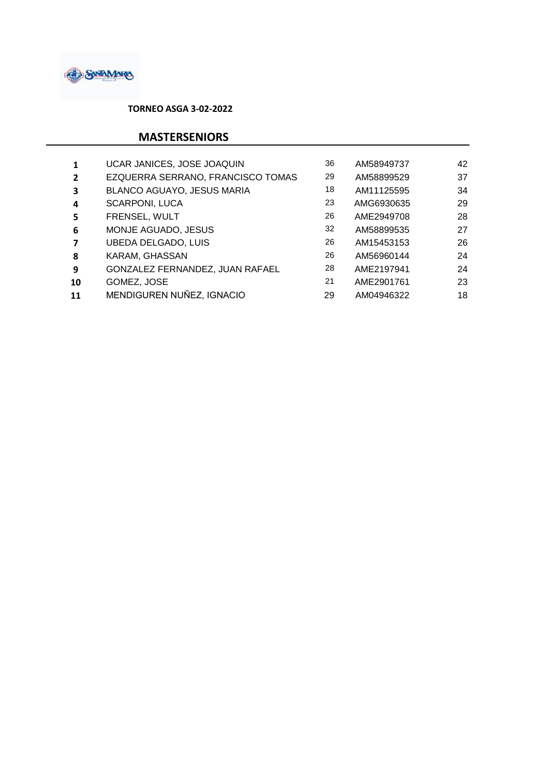**TORNEO ASGA 3-02-2022**

## MASTERSENIORS

| | | | | |
|---|---|---|---|---|
| **1** | UCAR JANICES, JOSE JOAQUIN | 36 | AM58949737 | 42 |
| **2** | EZQUERRA SERRANO, FRANCISCO TOMAS | 29 | AM58899529 | 37 |
| **3** | BLANCO AGUAYO, JESUS MARIA | 18 | AM11125595 | 34 |
| **4** | SCARPONI, LUCA | 23 | AMG6930635 | 29 |
| **5** | FRENSEL, WULT | 26 | AME2949708 | 28 |
| **6** | MONJE AGUADO, JESUS | 32 | AM58899535 | 27 |
| **7** | UBEDA DELGADO, LUIS | 26 | AM15453153 | 26 |
| **8** | KARAM, GHASSAN | 26 | AM56960144 | 24 |
| **9** | GONZALEZ FERNANDEZ, JUAN RAFAEL | 28 | AME2197941 | 24 |
| **10** | GOMEZ, JOSE | 21 | AME2901761 | 23 |
| **11** | MENDIGUREN NUÑEZ, IGNACIO | 29 | AM04946322 | 18 |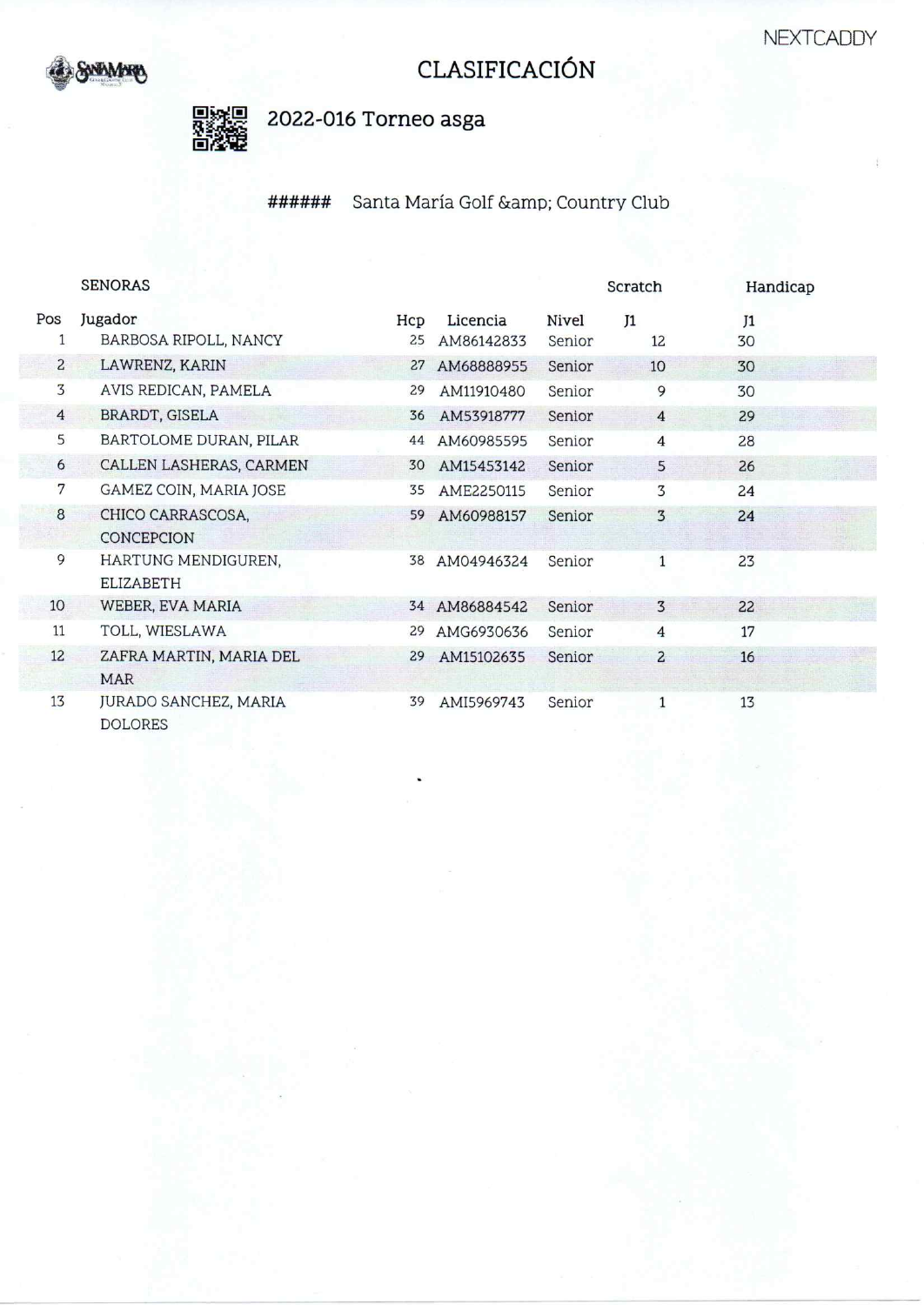# CLASIFICACIÓN

## 2022-016 Torneo asga

###### Santa María Golf &amp; Country Club

SENORAS

| Pos | Jugador | Hcp | Licencia | Nivel | Scratch J1 | Handicap J1 |
|---|---|---|---|---|---|---|
| 1 | BARBOSA RIPOLL, NANCY | 25 | AM86142833 | Senior | 12 | 30 |
| 2 | LAWRENZ, KARIN | 27 | AM68888955 | Senior | 10 | 30 |
| 3 | AVIS REDICAN, PAMELA | 29 | AM11910480 | Senior | 9 | 30 |
| 4 | BRARDT, GISELA | 36 | AM53918777 | Senior | 4 | 29 |
| 5 | BARTOLOME DURAN, PILAR | 44 | AM60985595 | Senior | 4 | 28 |
| 6 | CALLEN LASHERAS, CARMEN | 30 | AM15453142 | Senior | 5 | 26 |
| 7 | GAMEZ COIN, MARIA JOSE | 35 | AME2250115 | Senior | 3 | 24 |
| 8 | CHICO CARRASCOSA, CONCEPCION | 59 | AM60988157 | Senior | 3 | 24 |
| 9 | HARTUNG MENDIGUREN, ELIZABETH | 38 | AM04946324 | Senior | 1 | 23 |
| 10 | WEBER, EVA MARIA | 34 | AM86884542 | Senior | 3 | 22 |
| 11 | TOLL, WIESLAWA | 29 | AMG6930636 | Senior | 4 | 17 |
| 12 | ZAFRA MARTIN, MARIA DEL MAR | 29 | AM15102635 | Senior | 2 | 16 |
| 13 | JURADO SANCHEZ, MARIA DOLORES | 39 | AMI5969743 | Senior | 1 | 13 |